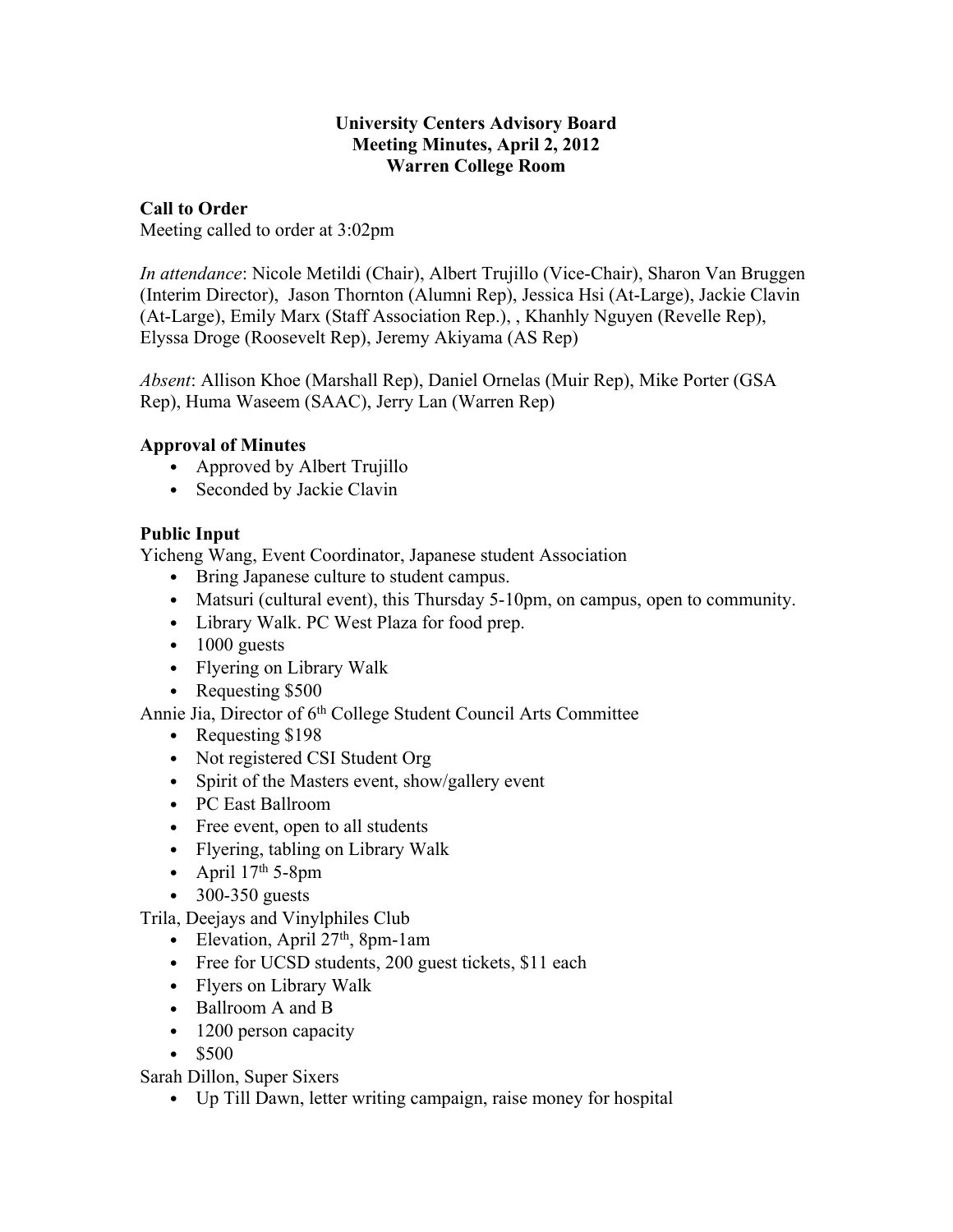**University Centers Advisory Board**
**Meeting Minutes, April 2, 2012**
**Warren College Room**

**Call to Order**

Meeting called to order at 3:02pm

*In attendance*: Nicole Metildi (Chair), Albert Trujillo (Vice-Chair), Sharon Van Bruggen (Interim Director), Jason Thornton (Alumni Rep), Jessica Hsi (At-Large), Jackie Clavin (At-Large), Emily Marx (Staff Association Rep.), , Khanhly Nguyen (Revelle Rep), Elyssa Droge (Roosevelt Rep), Jeremy Akiyama (AS Rep)

*Absent*: Allison Khoe (Marshall Rep), Daniel Ornelas (Muir Rep), Mike Porter (GSA Rep), Huma Waseem (SAAC), Jerry Lan (Warren Rep)

**Approval of Minutes**

- Approved by Albert Trujillo
- Seconded by Jackie Clavin

**Public Input**

Yicheng Wang, Event Coordinator, Japanese student Association

- Bring Japanese culture to student campus.
- Matsuri (cultural event), this Thursday 5-10pm, on campus, open to community.
- Library Walk. PC West Plaza for food prep.
- 1000 guests
- Flyering on Library Walk
- Requesting $500

Annie Jia, Director of 6th College Student Council Arts Committee

- Requesting $198
- Not registered CSI Student Org
- Spirit of the Masters event, show/gallery event
- PC East Ballroom
- Free event, open to all students
- Flyering, tabling on Library Walk
- April 17th 5-8pm
- 300-350 guests

Trila, Deejays and Vinylphiles Club

- Elevation, April 27th, 8pm-1am
- Free for UCSD students, 200 guest tickets, $11 each
- Flyers on Library Walk
- Ballroom A and B
- 1200 person capacity
- $500

Sarah Dillon, Super Sixers

- Up Till Dawn, letter writing campaign, raise money for hospital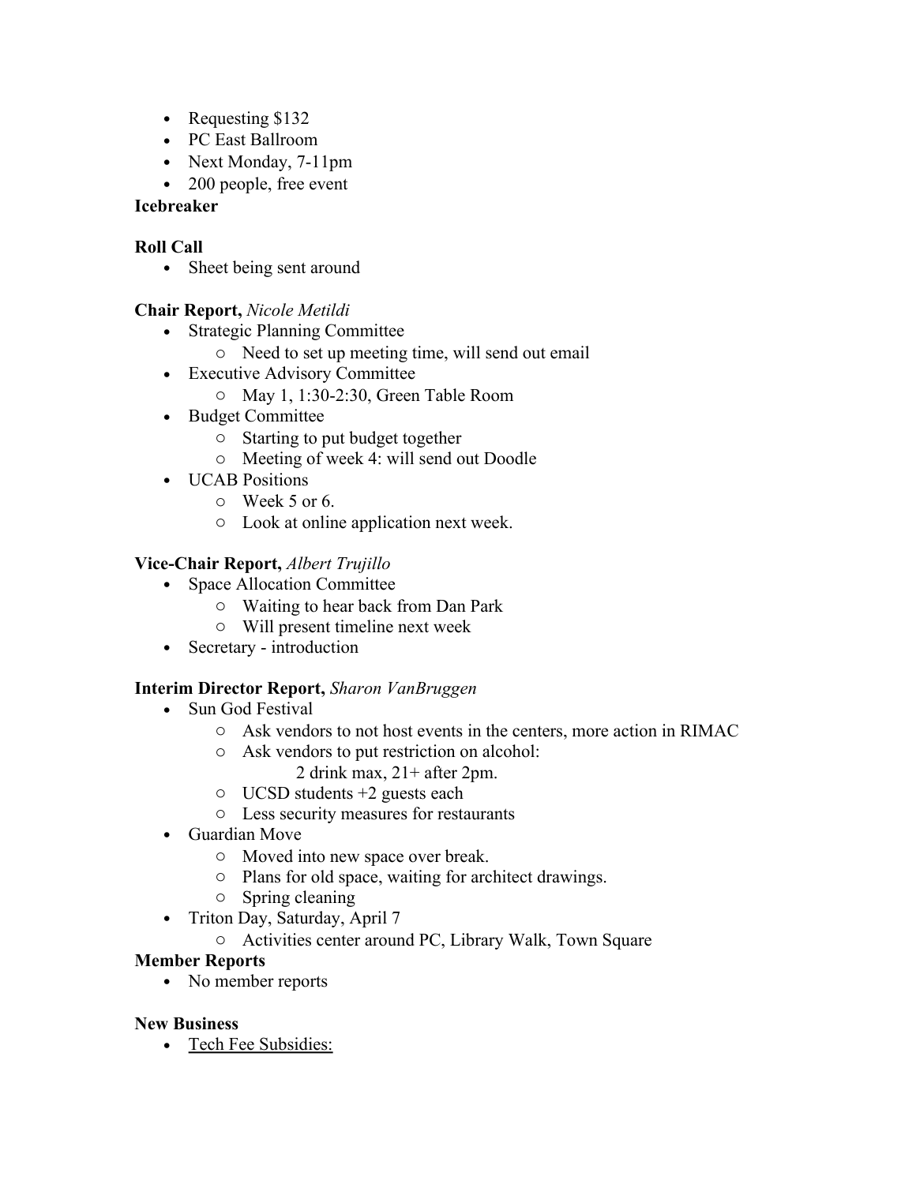- Requesting $132
- PC East Ballroom
- Next Monday, 7-11pm
- 200 people, free event

**Icebreaker**

**Roll Call**

- Sheet being sent around

**Chair Report,** *Nicole Metildi*

- Strategic Planning Committee
  - Need to set up meeting time, will send out email
- Executive Advisory Committee
  - May 1, 1:30-2:30, Green Table Room
- Budget Committee
  - Starting to put budget together
  - Meeting of week 4: will send out Doodle
- UCAB Positions
  - Week 5 or 6.
  - Look at online application next week.

**Vice-Chair Report,** *Albert Trujillo*

- Space Allocation Committee
  - Waiting to hear back from Dan Park
  - Will present timeline next week
- Secretary - introduction

**Interim Director Report,** *Sharon VanBruggen*

- Sun God Festival
  - Ask vendors to not host events in the centers, more action in RIMAC
  - Ask vendors to put restriction on alcohol:
    2 drink max, 21+ after 2pm.
  - UCSD students +2 guests each
  - Less security measures for restaurants
- Guardian Move
  - Moved into new space over break.
  - Plans for old space, waiting for architect drawings.
  - Spring cleaning
- Triton Day, Saturday, April 7
  - Activities center around PC, Library Walk, Town Square

**Member Reports**

- No member reports

**New Business**

- <u>Tech Fee Subsidies:</u>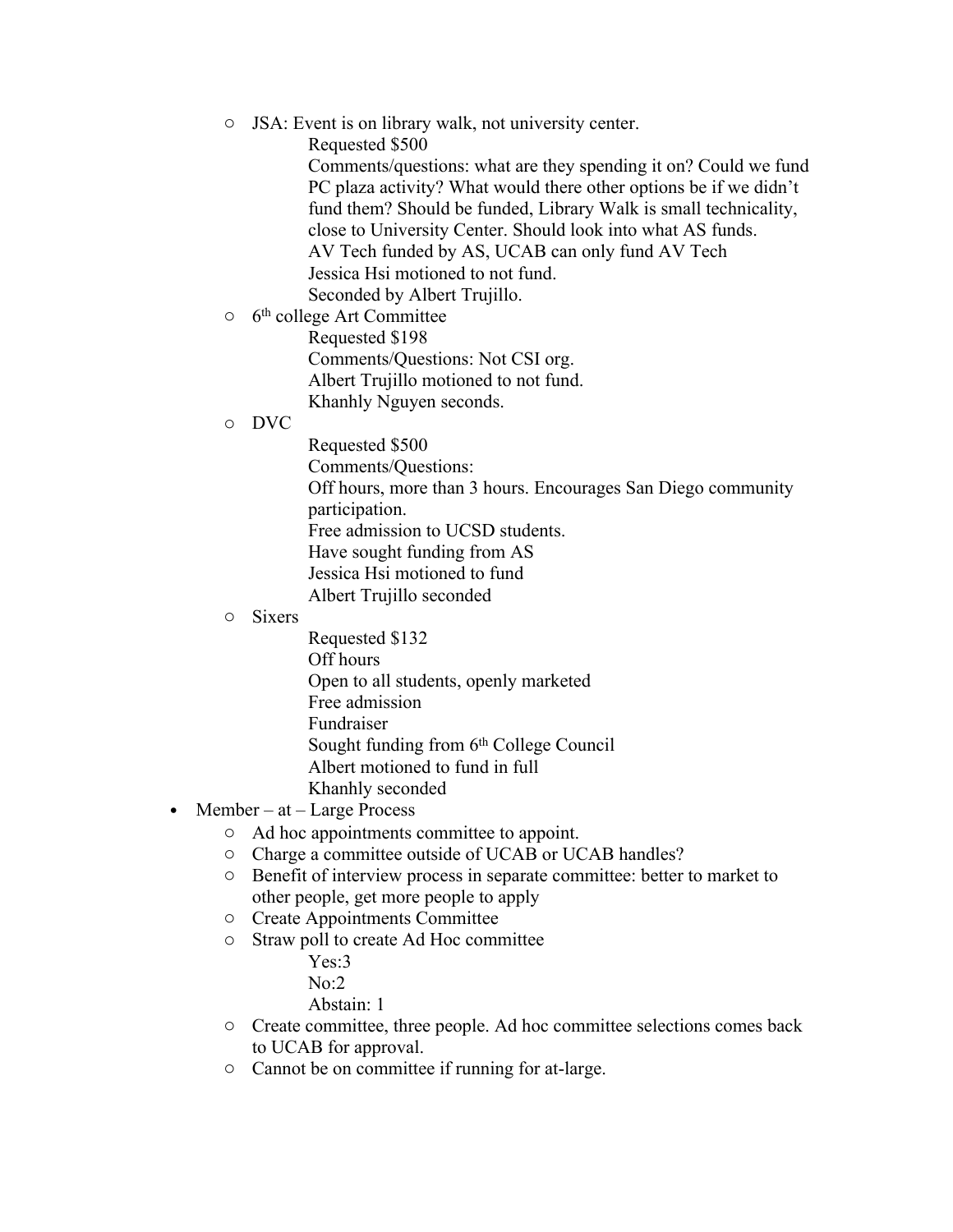- JSA: Event is on library walk, not university center.
  - Requested $500
  - Comments/questions: what are they spending it on? Could we fund PC plaza activity? What would there other options be if we didn't fund them? Should be funded, Library Walk is small technicality, close to University Center. Should look into what AS funds.
  - AV Tech funded by AS, UCAB can only fund AV Tech
  - Jessica Hsi motioned to not fund.
  - Seconded by Albert Trujillo.
- 6th college Art Committee
  - Requested $198
  - Comments/Questions: Not CSI org.
  - Albert Trujillo motioned to not fund.
  - Khanhly Nguyen seconds.
- DVC
  - Requested $500
  - Comments/Questions:
  - Off hours, more than 3 hours. Encourages San Diego community participation.
  - Free admission to UCSD students.
  - Have sought funding from AS
  - Jessica Hsi motioned to fund
  - Albert Trujillo seconded
- Sixers
  - Requested $132
  - Off hours
  - Open to all students, openly marketed
  - Free admission
  - Fundraiser
  - Sought funding from 6th College Council
  - Albert motioned to fund in full
  - Khanhly seconded

- Member – at – Large Process
  - Ad hoc appointments committee to appoint.
  - Charge a committee outside of UCAB or UCAB handles?
  - Benefit of interview process in separate committee: better to market to other people, get more people to apply
  - Create Appointments Committee
  - Straw poll to create Ad Hoc committee
    - Yes:3
    - No:2
    - Abstain: 1
  - Create committee, three people. Ad hoc committee selections comes back to UCAB for approval.
  - Cannot be on committee if running for at-large.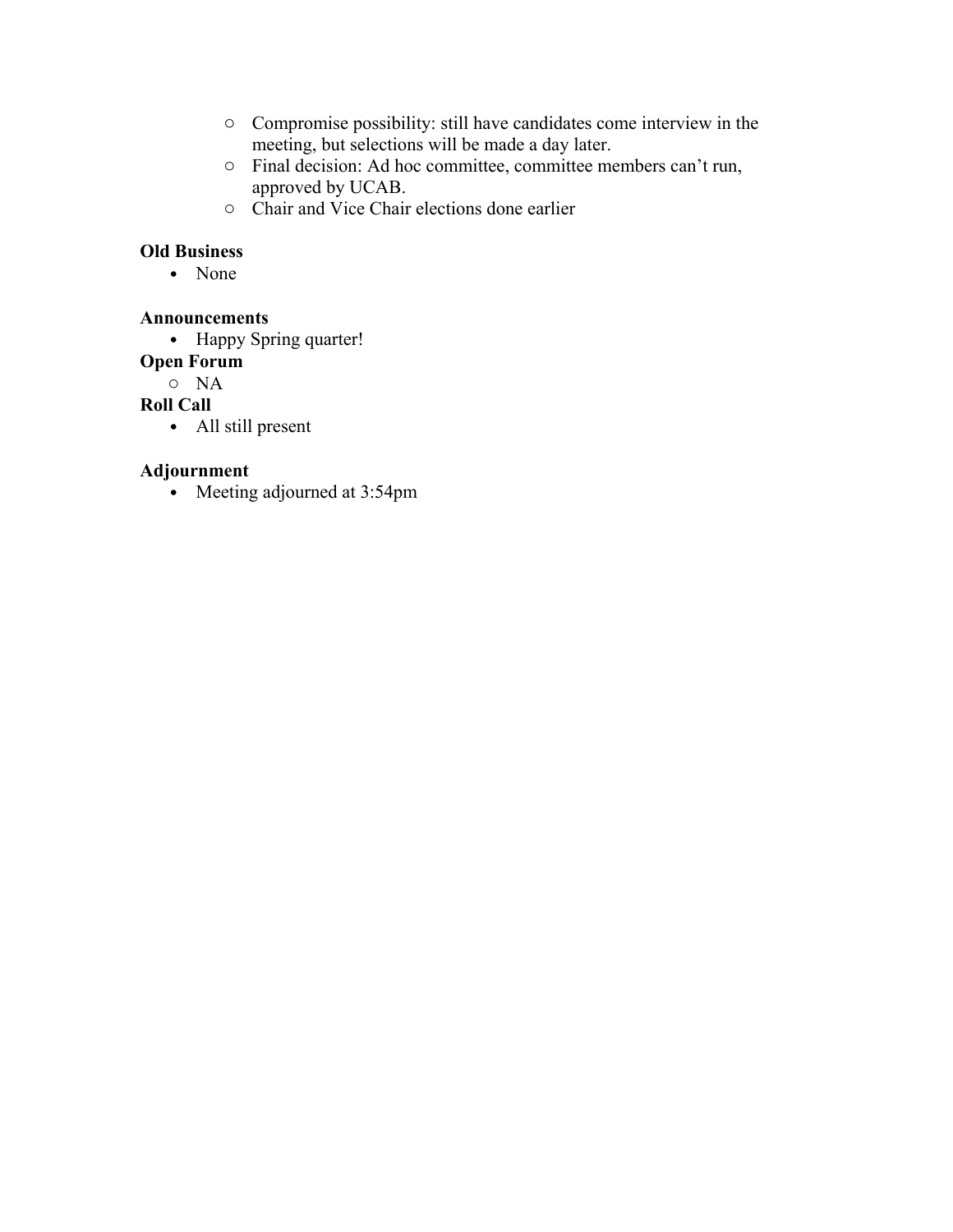- Compromise possibility: still have candidates come interview in the meeting, but selections will be made a day later.
  - Final decision: Ad hoc committee, committee members can't run, approved by UCAB.
  - Chair and Vice Chair elections done earlier

**Old Business**

- None

**Announcements**

- Happy Spring quarter!

**Open Forum**

- NA

**Roll Call**

- All still present

**Adjournment**

- Meeting adjourned at 3:54pm